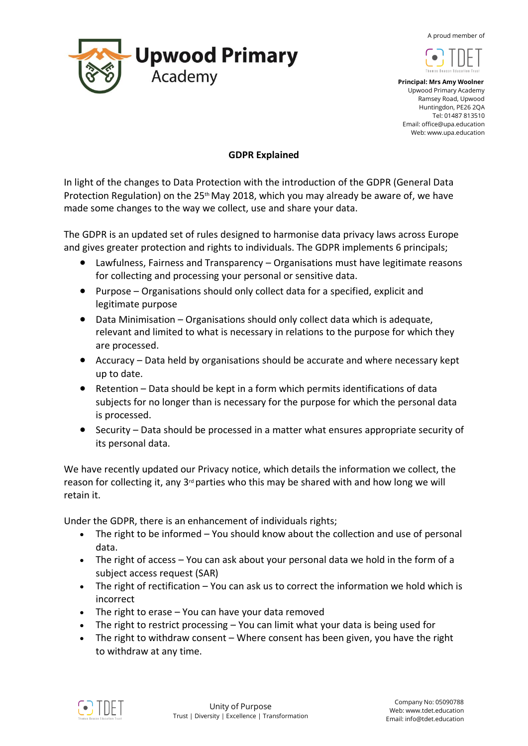# Upwood Primary Academy

A proud member of TDET

**Principal: Mrs Amy Woolner**
Upwood Primary Academy
Ramsey Road, Upwood
Huntingdon, PE26 2QA
Tel: 01487 813510
Email: office@upa.education
Web: www.upa.education

## GDPR Explained

In light of the changes to Data Protection with the introduction of the GDPR (General Data Protection Regulation) on the 25th May 2018, which you may already be aware of, we have made some changes to the way we collect, use and share your data.

The GDPR is an updated set of rules designed to harmonise data privacy laws across Europe and gives greater protection and rights to individuals. The GDPR implements 6 principals;

- Lawfulness, Fairness and Transparency – Organisations must have legitimate reasons for collecting and processing your personal or sensitive data.
- Purpose – Organisations should only collect data for a specified, explicit and legitimate purpose
- Data Minimisation – Organisations should only collect data which is adequate, relevant and limited to what is necessary in relations to the purpose for which they are processed.
- Accuracy – Data held by organisations should be accurate and where necessary kept up to date.
- Retention – Data should be kept in a form which permits identifications of data subjects for no longer than is necessary for the purpose for which the personal data is processed.
- Security – Data should be processed in a matter what ensures appropriate security of its personal data.

We have recently updated our Privacy notice, which details the information we collect, the reason for collecting it, any 3rd parties who this may be shared with and how long we will retain it.

Under the GDPR, there is an enhancement of individuals rights;

- The right to be informed – You should know about the collection and use of personal data.
- The right of access – You can ask about your personal data we hold in the form of a subject access request (SAR)
- The right of rectification – You can ask us to correct the information we hold which is incorrect
- The right to erase – You can have your data removed
- The right to restrict processing – You can limit what your data is being used for
- The right to withdraw consent – Where consent has been given, you have the right to withdraw at any time.

Unity of Purpose
Trust | Diversity | Excellence | Transformation

Company No: 05090788
Web: www.tdet.education
Email: info@tdet.education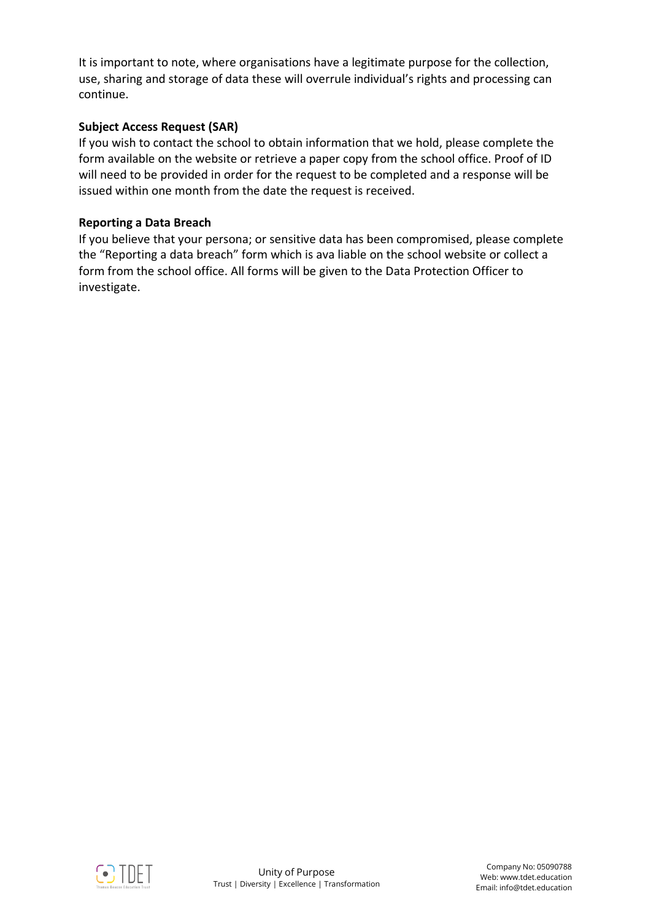It is important to note, where organisations have a legitimate purpose for the collection, use, sharing and storage of data these will overrule individual's rights and processing can continue.

**Subject Access Request (SAR)**

If you wish to contact the school to obtain information that we hold, please complete the form available on the website or retrieve a paper copy from the school office. Proof of ID will need to be provided in order for the request to be completed and a response will be issued within one month from the date the request is received.

**Reporting a Data Breach**

If you believe that your persona; or sensitive data has been compromised, please complete the "Reporting a data breach" form which is ava liable on the school website or collect a form from the school office. All forms will be given to the Data Protection Officer to investigate.